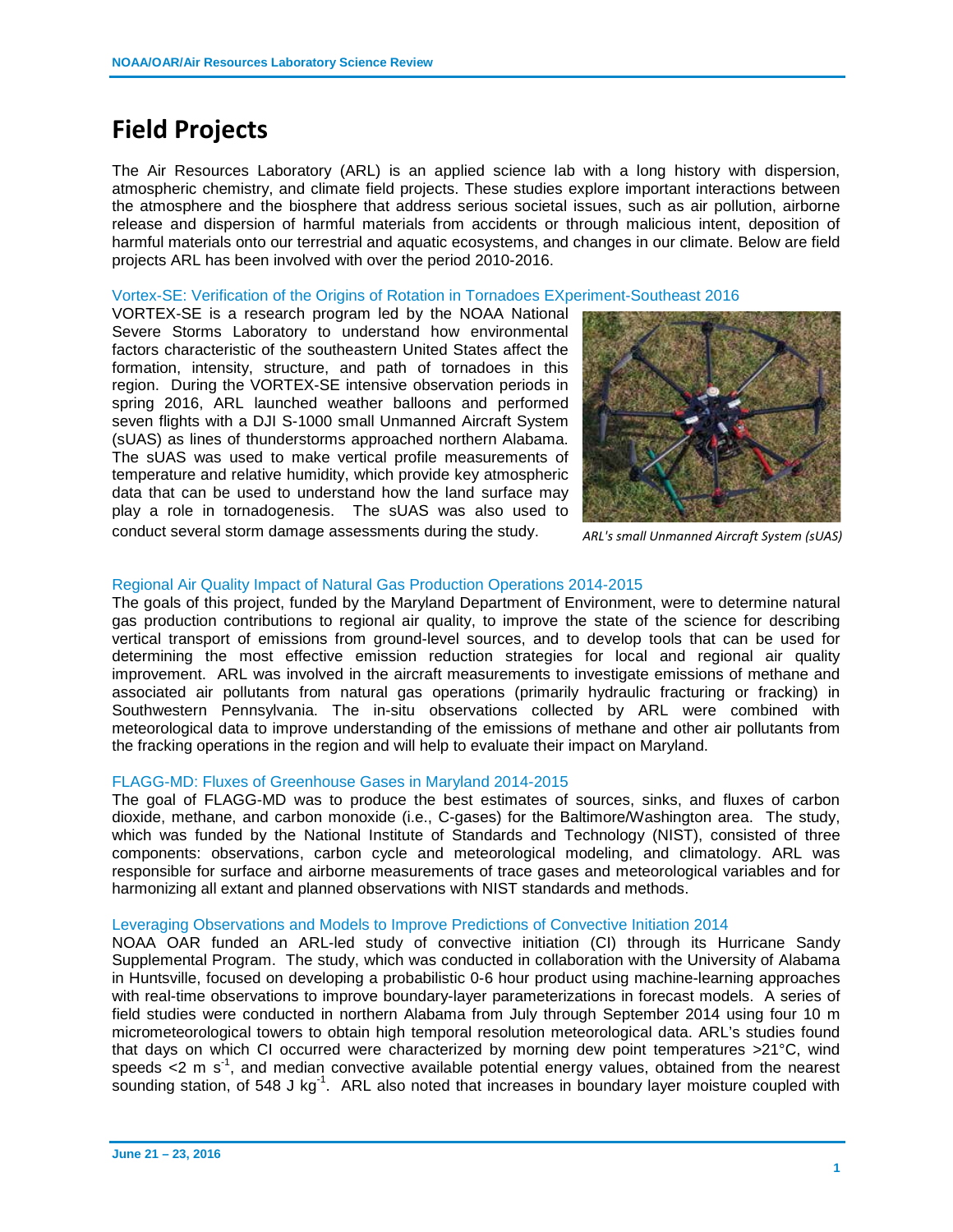# Field Projects

The Air Resources Laboratory (ARL) is an applied science lab with a long history with dispersion, atmospheric chemistry, and climate field projects. These studies explore important interactions between the atmosphere and the biosphere that address serious societal issues, such as air pollution, airborne release and dispersion of harmful materials from accidents or through malicious intent, deposition of harmful materials onto our terrestrial and aquatic ecosystems, and changes in our climate. Below are field projects ARL has been involved with over the period 2010-2016.

### Vortex-SE: Verification of the Origins of Rotation in Tornadoes EXperiment-Southeast 2016

VORTEX-SE is a research program led by the NOAA National Severe Storms Laboratory to understand how environmental factors characteristic of the southeastern United States affect the formation, intensity, structure, and path of tornadoes in this region. During the VORTEX-SE intensive observation periods in spring 2016, ARL launched weather balloons and performed seven flights with a DJI S-1000 small Unmanned Aircraft System (sUAS) as lines of thunderstorms approached northern Alabama. The sUAS was used to make vertical profile measurements of temperature and relative humidity, which provide key atmospheric data that can be used to understand how the land surface may play a role in tornadogenesis. The sUAS was also used to conduct several storm damage assessments during the study.

*ARL's small Unmanned Aircraft System (sUAS)*

### Regional Air Quality Impact of Natural Gas Production Operations 2014-2015

The goals of this project, funded by the Maryland Department of Environment, were to determine natural gas production contributions to regional air quality, to improve the state of the science for describing vertical transport of emissions from ground-level sources, and to develop tools that can be used for determining the most effective emission reduction strategies for local and regional air quality improvement. ARL was involved in the aircraft measurements to investigate emissions of methane and associated air pollutants from natural gas operations (primarily hydraulic fracturing or fracking) in Southwestern Pennsylvania. The in-situ observations collected by ARL were combined with meteorological data to improve understanding of the emissions of methane and other air pollutants from the fracking operations in the region and will help to evaluate their impact on Maryland.

### FLAGG-MD: Fluxes of Greenhouse Gases in Maryland 2014-2015

The goal of FLAGG-MD was to produce the best estimates of sources, sinks, and fluxes of carbon dioxide, methane, and carbon monoxide (i.e., C-gases) for the Baltimore/Washington area. The study, which was funded by the National Institute of Standards and Technology (NIST), consisted of three components: observations, carbon cycle and meteorological modeling, and climatology. ARL was responsible for surface and airborne measurements of trace gases and meteorological variables and for harmonizing all extant and planned observations with NIST standards and methods.

### Leveraging Observations and Models to Improve Predictions of Convective Initiation 2014

NOAA OAR funded an ARL-led study of convective initiation (CI) through its Hurricane Sandy Supplemental Program. The study, which was conducted in collaboration with the University of Alabama in Huntsville, focused on developing a probabilistic 0-6 hour product using machine-learning approaches with real-time observations to improve boundary-layer parameterizations in forecast models. A series of field studies were conducted in northern Alabama from July through September 2014 using four 10 m micrometeorological towers to obtain high temporal resolution meteorological data. ARL's studies found that days on which CI occurred were characterized by morning dew point temperatures >21°C, wind speeds <2 m $s^{-1}$, and median convective available potential energy values, obtained from the nearest sounding station, of 548 J $kg^{-1}$. ARL also noted that increases in boundary layer moisture coupled with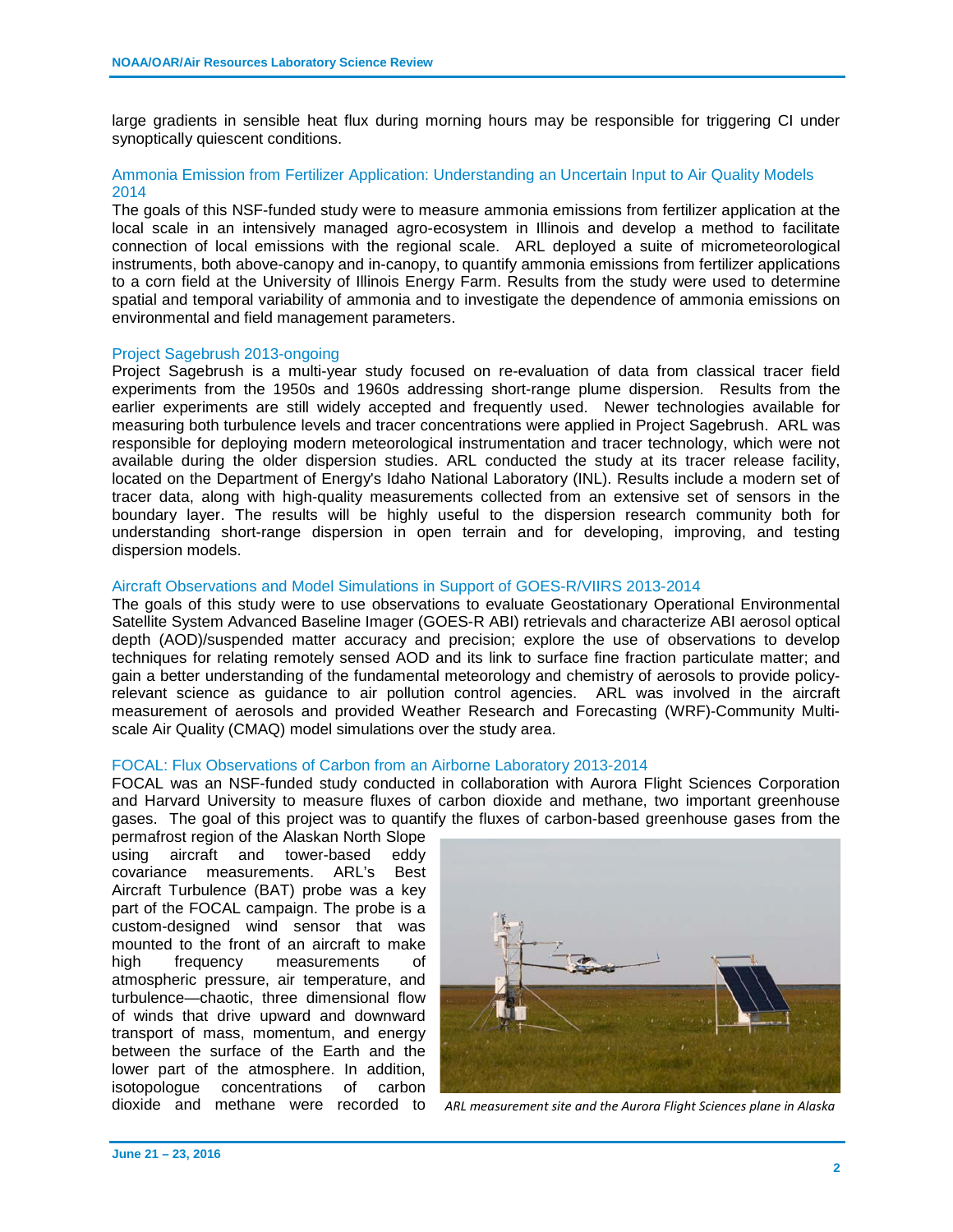large gradients in sensible heat flux during morning hours may be responsible for triggering CI under synoptically quiescent conditions.

### Ammonia Emission from Fertilizer Application: Understanding an Uncertain Input to Air Quality Models 2014

The goals of this NSF-funded study were to measure ammonia emissions from fertilizer application at the local scale in an intensively managed agro-ecosystem in Illinois and develop a method to facilitate connection of local emissions with the regional scale. ARL deployed a suite of micrometeorological instruments, both above-canopy and in-canopy, to quantify ammonia emissions from fertilizer applications to a corn field at the University of Illinois Energy Farm. Results from the study were used to determine spatial and temporal variability of ammonia and to investigate the dependence of ammonia emissions on environmental and field management parameters.

### Project Sagebrush 2013-ongoing

Project Sagebrush is a multi-year study focused on re-evaluation of data from classical tracer field experiments from the 1950s and 1960s addressing short-range plume dispersion. Results from the earlier experiments are still widely accepted and frequently used. Newer technologies available for measuring both turbulence levels and tracer concentrations were applied in Project Sagebrush. ARL was responsible for deploying modern meteorological instrumentation and tracer technology, which were not available during the older dispersion studies. ARL conducted the study at its tracer release facility, located on the Department of Energy's Idaho National Laboratory (INL). Results include a modern set of tracer data, along with high-quality measurements collected from an extensive set of sensors in the boundary layer. The results will be highly useful to the dispersion research community both for understanding short-range dispersion in open terrain and for developing, improving, and testing dispersion models.

### Aircraft Observations and Model Simulations in Support of GOES-R/VIIRS 2013-2014

The goals of this study were to use observations to evaluate Geostationary Operational Environmental Satellite System Advanced Baseline Imager (GOES-R ABI) retrievals and characterize ABI aerosol optical depth (AOD)/suspended matter accuracy and precision; explore the use of observations to develop techniques for relating remotely sensed AOD and its link to surface fine fraction particulate matter; and gain a better understanding of the fundamental meteorology and chemistry of aerosols to provide policy-relevant science as guidance to air pollution control agencies. ARL was involved in the aircraft measurement of aerosols and provided Weather Research and Forecasting (WRF)-Community Multi-scale Air Quality (CMAQ) model simulations over the study area.

### FOCAL: Flux Observations of Carbon from an Airborne Laboratory 2013-2014

FOCAL was an NSF-funded study conducted in collaboration with Aurora Flight Sciences Corporation and Harvard University to measure fluxes of carbon dioxide and methane, two important greenhouse gases. The goal of this project was to quantify the fluxes of carbon-based greenhouse gases from the permafrost region of the Alaskan North Slope using aircraft and tower-based eddy covariance measurements. ARL's Best Aircraft Turbulence (BAT) probe was a key part of the FOCAL campaign. The probe is a custom-designed wind sensor that was mounted to the front of an aircraft to make high frequency measurements of atmospheric pressure, air temperature, and turbulence—chaotic, three dimensional flow of winds that drive upward and downward transport of mass, momentum, and energy between the surface of the Earth and the lower part of the atmosphere. In addition, isotopologue concentrations of carbon dioxide and methane were recorded to

*ARL measurement site and the Aurora Flight Sciences plane in Alaska*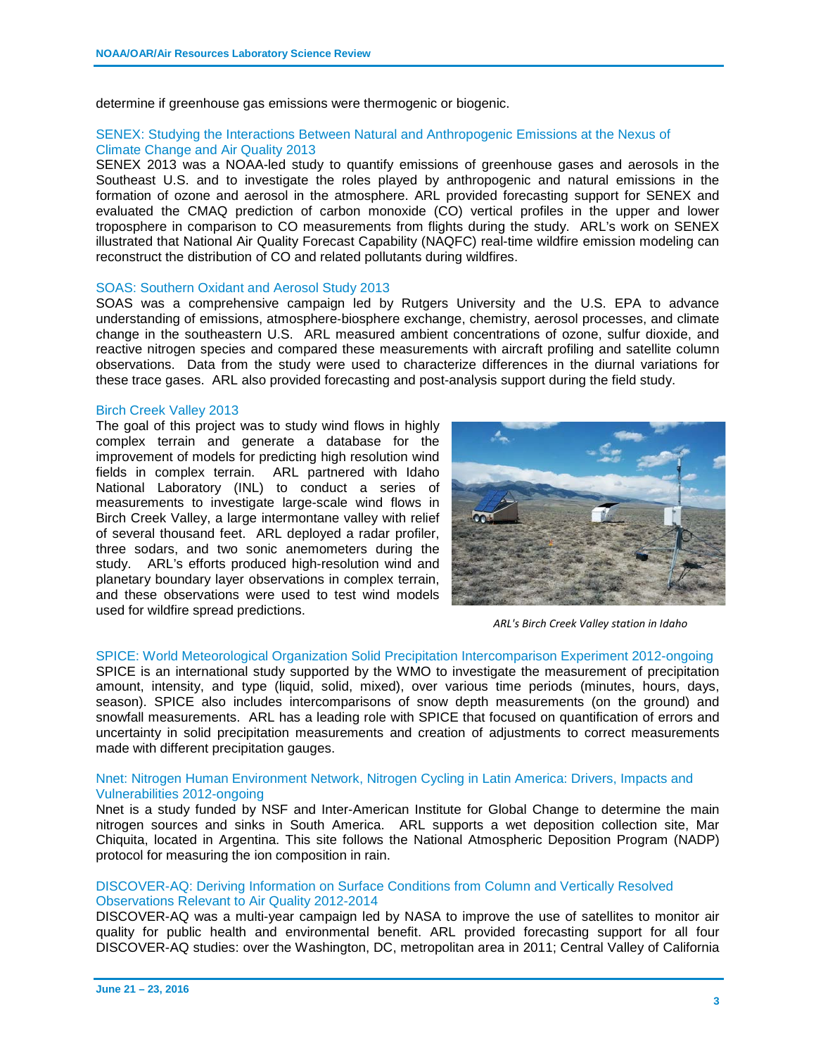determine if greenhouse gas emissions were thermogenic or biogenic.

### SENEX: Studying the Interactions Between Natural and Anthropogenic Emissions at the Nexus of Climate Change and Air Quality 2013

SENEX 2013 was a NOAA-led study to quantify emissions of greenhouse gases and aerosols in the Southeast U.S. and to investigate the roles played by anthropogenic and natural emissions in the formation of ozone and aerosol in the atmosphere. ARL provided forecasting support for SENEX and evaluated the CMAQ prediction of carbon monoxide (CO) vertical profiles in the upper and lower troposphere in comparison to CO measurements from flights during the study. ARL's work on SENEX illustrated that National Air Quality Forecast Capability (NAQFC) real-time wildfire emission modeling can reconstruct the distribution of CO and related pollutants during wildfires.

### SOAS: Southern Oxidant and Aerosol Study 2013

SOAS was a comprehensive campaign led by Rutgers University and the U.S. EPA to advance understanding of emissions, atmosphere-biosphere exchange, chemistry, aerosol processes, and climate change in the southeastern U.S. ARL measured ambient concentrations of ozone, sulfur dioxide, and reactive nitrogen species and compared these measurements with aircraft profiling and satellite column observations. Data from the study were used to characterize differences in the diurnal variations for these trace gases. ARL also provided forecasting and post-analysis support during the field study.

### Birch Creek Valley 2013

The goal of this project was to study wind flows in highly complex terrain and generate a database for the improvement of models for predicting high resolution wind fields in complex terrain. ARL partnered with Idaho National Laboratory (INL) to conduct a series of measurements to investigate large-scale wind flows in Birch Creek Valley, a large intermontane valley with relief of several thousand feet. ARL deployed a radar profiler, three sodars, and two sonic anemometers during the study. ARL's efforts produced high-resolution wind and planetary boundary layer observations in complex terrain, and these observations were used to test wind models used for wildfire spread predictions.

*ARL's Birch Creek Valley station in Idaho*

### SPICE: World Meteorological Organization Solid Precipitation Intercomparison Experiment 2012-ongoing

SPICE is an international study supported by the WMO to investigate the measurement of precipitation amount, intensity, and type (liquid, solid, mixed), over various time periods (minutes, hours, days, season). SPICE also includes intercomparisons of snow depth measurements (on the ground) and snowfall measurements. ARL has a leading role with SPICE that focused on quantification of errors and uncertainty in solid precipitation measurements and creation of adjustments to correct measurements made with different precipitation gauges.

### Nnet: Nitrogen Human Environment Network, Nitrogen Cycling in Latin America: Drivers, Impacts and Vulnerabilities 2012-ongoing

Nnet is a study funded by NSF and Inter-American Institute for Global Change to determine the main nitrogen sources and sinks in South America. ARL supports a wet deposition collection site, Mar Chiquita, located in Argentina. This site follows the National Atmospheric Deposition Program (NADP) protocol for measuring the ion composition in rain.

### DISCOVER-AQ: Deriving Information on Surface Conditions from Column and Vertically Resolved Observations Relevant to Air Quality 2012-2014

DISCOVER-AQ was a multi-year campaign led by NASA to improve the use of satellites to monitor air quality for public health and environmental benefit. ARL provided forecasting support for all four DISCOVER-AQ studies: over the Washington, DC, metropolitan area in 2011; Central Valley of California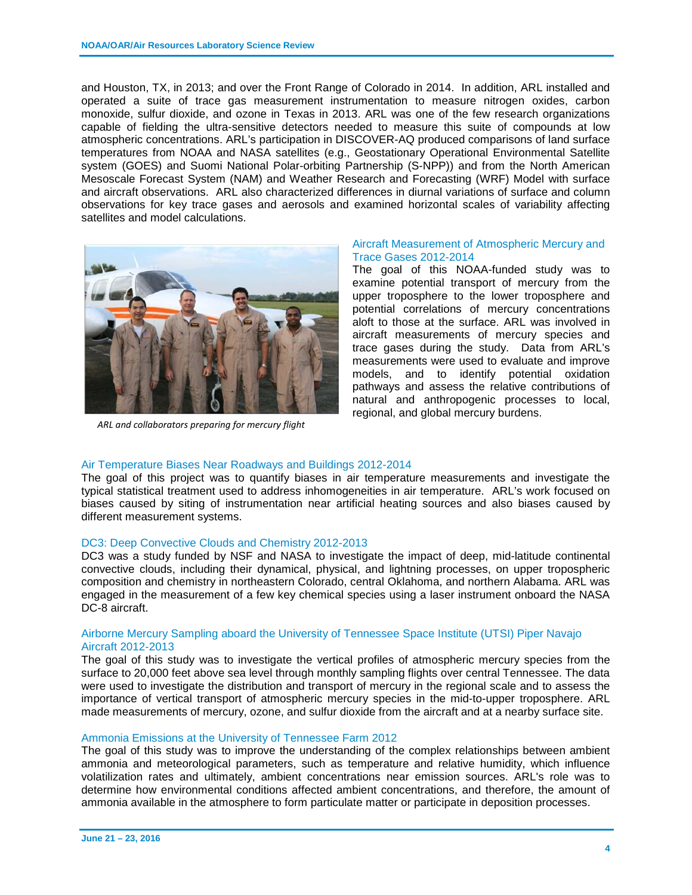and Houston, TX, in 2013; and over the Front Range of Colorado in 2014. In addition, ARL installed and operated a suite of trace gas measurement instrumentation to measure nitrogen oxides, carbon monoxide, sulfur dioxide, and ozone in Texas in 2013. ARL was one of the few research organizations capable of fielding the ultra-sensitive detectors needed to measure this suite of compounds at low atmospheric concentrations. ARL's participation in DISCOVER-AQ produced comparisons of land surface temperatures from NOAA and NASA satellites (e.g., Geostationary Operational Environmental Satellite system (GOES) and Suomi National Polar-orbiting Partnership (S-NPP)) and from the North American Mesoscale Forecast System (NAM) and Weather Research and Forecasting (WRF) Model with surface and aircraft observations. ARL also characterized differences in diurnal variations of surface and column observations for key trace gases and aerosols and examined horizontal scales of variability affecting satellites and model calculations.

*ARL and collaborators preparing for mercury flight*

### Aircraft Measurement of Atmospheric Mercury and Trace Gases 2012-2014

The goal of this NOAA-funded study was to examine potential transport of mercury from the upper troposphere to the lower troposphere and potential correlations of mercury concentrations aloft to those at the surface. ARL was involved in aircraft measurements of mercury species and trace gases during the study. Data from ARL's measurements were used to evaluate and improve models, and to identify potential oxidation pathways and assess the relative contributions of natural and anthropogenic processes to local, regional, and global mercury burdens.

### Air Temperature Biases Near Roadways and Buildings 2012-2014

The goal of this project was to quantify biases in air temperature measurements and investigate the typical statistical treatment used to address inhomogeneities in air temperature. ARL's work focused on biases caused by siting of instrumentation near artificial heating sources and also biases caused by different measurement systems.

### DC3: Deep Convective Clouds and Chemistry 2012-2013

DC3 was a study funded by NSF and NASA to investigate the impact of deep, mid-latitude continental convective clouds, including their dynamical, physical, and lightning processes, on upper tropospheric composition and chemistry in northeastern Colorado, central Oklahoma, and northern Alabama. ARL was engaged in the measurement of a few key chemical species using a laser instrument onboard the NASA DC-8 aircraft.

### Airborne Mercury Sampling aboard the University of Tennessee Space Institute (UTSI) Piper Navajo Aircraft 2012-2013

The goal of this study was to investigate the vertical profiles of atmospheric mercury species from the surface to 20,000 feet above sea level through monthly sampling flights over central Tennessee. The data were used to investigate the distribution and transport of mercury in the regional scale and to assess the importance of vertical transport of atmospheric mercury species in the mid-to-upper troposphere. ARL made measurements of mercury, ozone, and sulfur dioxide from the aircraft and at a nearby surface site.

### Ammonia Emissions at the University of Tennessee Farm 2012

The goal of this study was to improve the understanding of the complex relationships between ambient ammonia and meteorological parameters, such as temperature and relative humidity, which influence volatilization rates and ultimately, ambient concentrations near emission sources. ARL's role was to determine how environmental conditions affected ambient concentrations, and therefore, the amount of ammonia available in the atmosphere to form particulate matter or participate in deposition processes.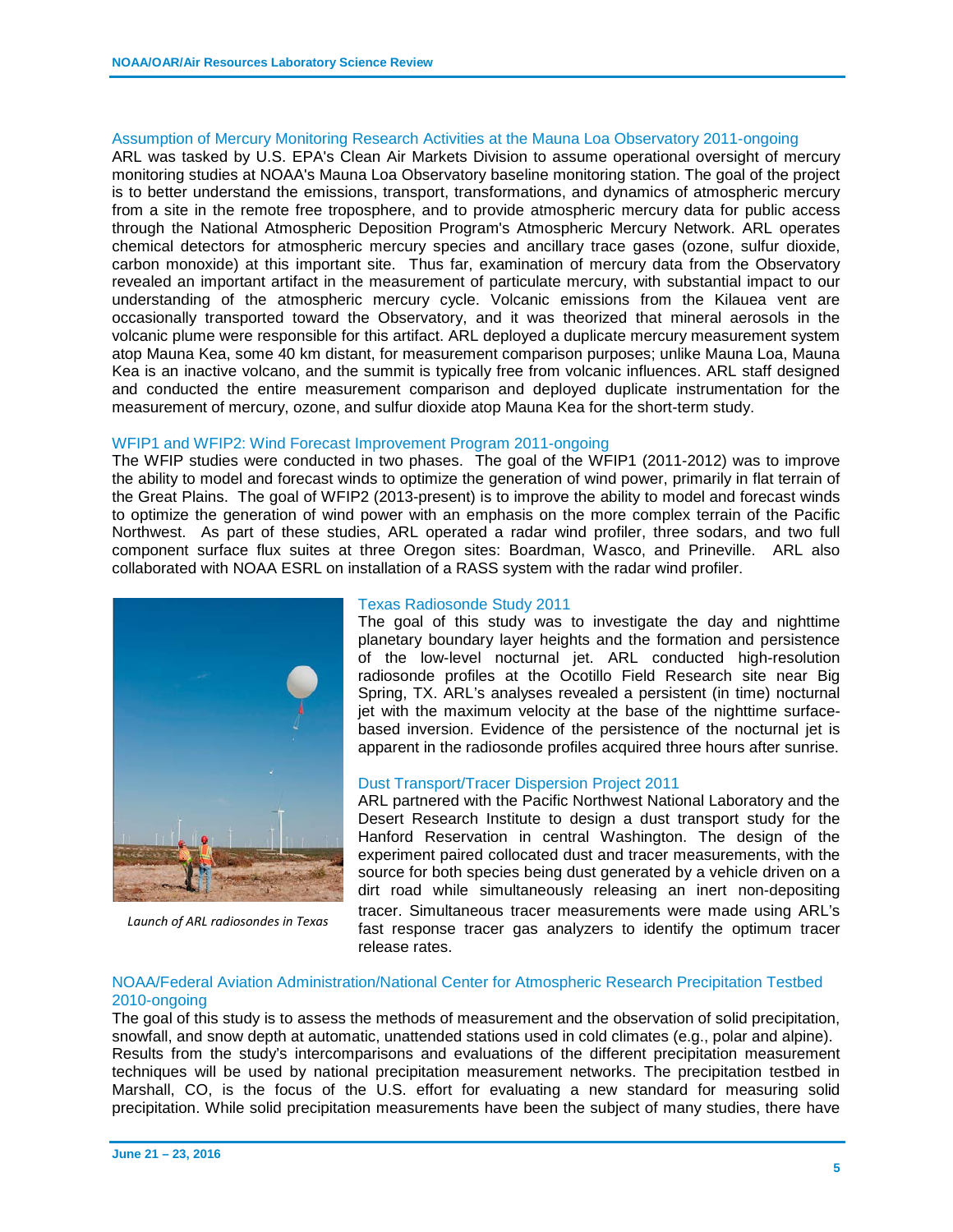### Assumption of Mercury Monitoring Research Activities at the Mauna Loa Observatory 2011-ongoing

ARL was tasked by U.S. EPA's Clean Air Markets Division to assume operational oversight of mercury monitoring studies at NOAA's Mauna Loa Observatory baseline monitoring station. The goal of the project is to better understand the emissions, transport, transformations, and dynamics of atmospheric mercury from a site in the remote free troposphere, and to provide atmospheric mercury data for public access through the National Atmospheric Deposition Program's Atmospheric Mercury Network. ARL operates chemical detectors for atmospheric mercury species and ancillary trace gases (ozone, sulfur dioxide, carbon monoxide) at this important site. Thus far, examination of mercury data from the Observatory revealed an important artifact in the measurement of particulate mercury, with substantial impact to our understanding of the atmospheric mercury cycle. Volcanic emissions from the Kilauea vent are occasionally transported toward the Observatory, and it was theorized that mineral aerosols in the volcanic plume were responsible for this artifact. ARL deployed a duplicate mercury measurement system atop Mauna Kea, some 40 km distant, for measurement comparison purposes; unlike Mauna Loa, Mauna Kea is an inactive volcano, and the summit is typically free from volcanic influences. ARL staff designed and conducted the entire measurement comparison and deployed duplicate instrumentation for the measurement of mercury, ozone, and sulfur dioxide atop Mauna Kea for the short-term study.

### WFIP1 and WFIP2: Wind Forecast Improvement Program 2011-ongoing

The WFIP studies were conducted in two phases. The goal of the WFIP1 (2011-2012) was to improve the ability to model and forecast winds to optimize the generation of wind power, primarily in flat terrain of the Great Plains. The goal of WFIP2 (2013-present) is to improve the ability to model and forecast winds to optimize the generation of wind power with an emphasis on the more complex terrain of the Pacific Northwest. As part of these studies, ARL operated a radar wind profiler, three sodars, and two full component surface flux suites at three Oregon sites: Boardman, Wasco, and Prineville. ARL also collaborated with NOAA ESRL on installation of a RASS system with the radar wind profiler.

*Launch of ARL radiosondes in Texas*

### Texas Radiosonde Study 2011

The goal of this study was to investigate the day and nighttime planetary boundary layer heights and the formation and persistence of the low-level nocturnal jet. ARL conducted high-resolution radiosonde profiles at the Ocotillo Field Research site near Big Spring, TX. ARL's analyses revealed a persistent (in time) nocturnal jet with the maximum velocity at the base of the nighttime surface-based inversion. Evidence of the persistence of the nocturnal jet is apparent in the radiosonde profiles acquired three hours after sunrise.

### Dust Transport/Tracer Dispersion Project 2011

ARL partnered with the Pacific Northwest National Laboratory and the Desert Research Institute to design a dust transport study for the Hanford Reservation in central Washington. The design of the experiment paired collocated dust and tracer measurements, with the source for both species being dust generated by a vehicle driven on a dirt road while simultaneously releasing an inert non-depositing tracer. Simultaneous tracer measurements were made using ARL's fast response tracer gas analyzers to identify the optimum tracer release rates.

### NOAA/Federal Aviation Administration/National Center for Atmospheric Research Precipitation Testbed 2010-ongoing

The goal of this study is to assess the methods of measurement and the observation of solid precipitation, snowfall, and snow depth at automatic, unattended stations used in cold climates (e.g., polar and alpine). Results from the study's intercomparisons and evaluations of the different precipitation measurement techniques will be used by national precipitation measurement networks. The precipitation testbed in Marshall, CO, is the focus of the U.S. effort for evaluating a new standard for measuring solid precipitation. While solid precipitation measurements have been the subject of many studies, there have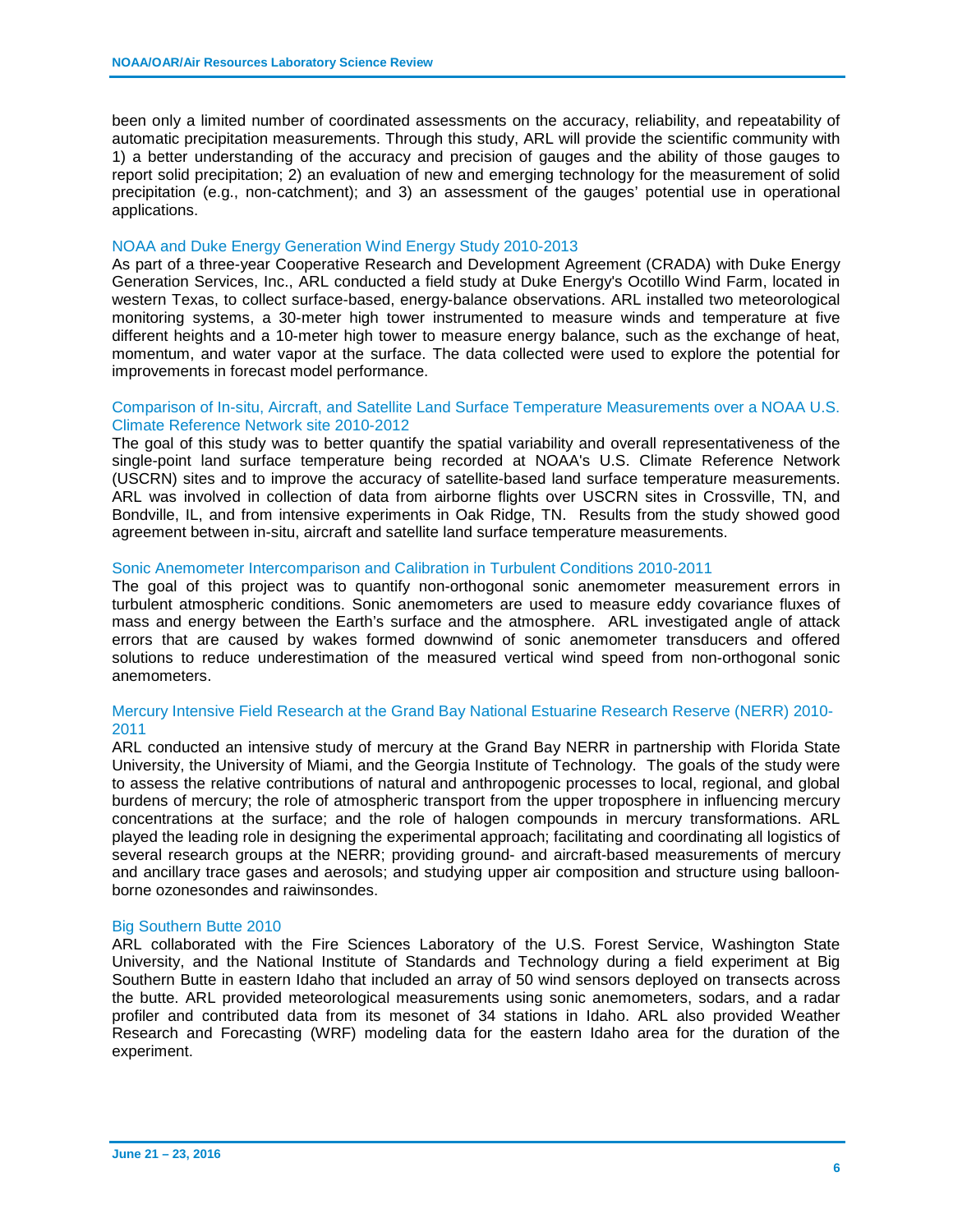been only a limited number of coordinated assessments on the accuracy, reliability, and repeatability of automatic precipitation measurements. Through this study, ARL will provide the scientific community with 1) a better understanding of the accuracy and precision of gauges and the ability of those gauges to report solid precipitation; 2) an evaluation of new and emerging technology for the measurement of solid precipitation (e.g., non-catchment); and 3) an assessment of the gauges' potential use in operational applications.

### NOAA and Duke Energy Generation Wind Energy Study 2010-2013

As part of a three-year Cooperative Research and Development Agreement (CRADA) with Duke Energy Generation Services, Inc., ARL conducted a field study at Duke Energy's Ocotillo Wind Farm, located in western Texas, to collect surface-based, energy-balance observations. ARL installed two meteorological monitoring systems, a 30-meter high tower instrumented to measure winds and temperature at five different heights and a 10-meter high tower to measure energy balance, such as the exchange of heat, momentum, and water vapor at the surface. The data collected were used to explore the potential for improvements in forecast model performance.

### Comparison of In-situ, Aircraft, and Satellite Land Surface Temperature Measurements over a NOAA U.S. Climate Reference Network site 2010-2012

The goal of this study was to better quantify the spatial variability and overall representativeness of the single-point land surface temperature being recorded at NOAA's U.S. Climate Reference Network (USCRN) sites and to improve the accuracy of satellite-based land surface temperature measurements. ARL was involved in collection of data from airborne flights over USCRN sites in Crossville, TN, and Bondville, IL, and from intensive experiments in Oak Ridge, TN. Results from the study showed good agreement between in-situ, aircraft and satellite land surface temperature measurements.

### Sonic Anemometer Intercomparison and Calibration in Turbulent Conditions 2010-2011

The goal of this project was to quantify non-orthogonal sonic anemometer measurement errors in turbulent atmospheric conditions. Sonic anemometers are used to measure eddy covariance fluxes of mass and energy between the Earth's surface and the atmosphere. ARL investigated angle of attack errors that are caused by wakes formed downwind of sonic anemometer transducers and offered solutions to reduce underestimation of the measured vertical wind speed from non-orthogonal sonic anemometers.

### Mercury Intensive Field Research at the Grand Bay National Estuarine Research Reserve (NERR) 2010-2011

ARL conducted an intensive study of mercury at the Grand Bay NERR in partnership with Florida State University, the University of Miami, and the Georgia Institute of Technology. The goals of the study were to assess the relative contributions of natural and anthropogenic processes to local, regional, and global burdens of mercury; the role of atmospheric transport from the upper troposphere in influencing mercury concentrations at the surface; and the role of halogen compounds in mercury transformations. ARL played the leading role in designing the experimental approach; facilitating and coordinating all logistics of several research groups at the NERR; providing ground- and aircraft-based measurements of mercury and ancillary trace gases and aerosols; and studying upper air composition and structure using balloon-borne ozonesondes and raiwinsondes.

### Big Southern Butte 2010

ARL collaborated with the Fire Sciences Laboratory of the U.S. Forest Service, Washington State University, and the National Institute of Standards and Technology during a field experiment at Big Southern Butte in eastern Idaho that included an array of 50 wind sensors deployed on transects across the butte. ARL provided meteorological measurements using sonic anemometers, sodars, and a radar profiler and contributed data from its mesonet of 34 stations in Idaho. ARL also provided Weather Research and Forecasting (WRF) modeling data for the eastern Idaho area for the duration of the experiment.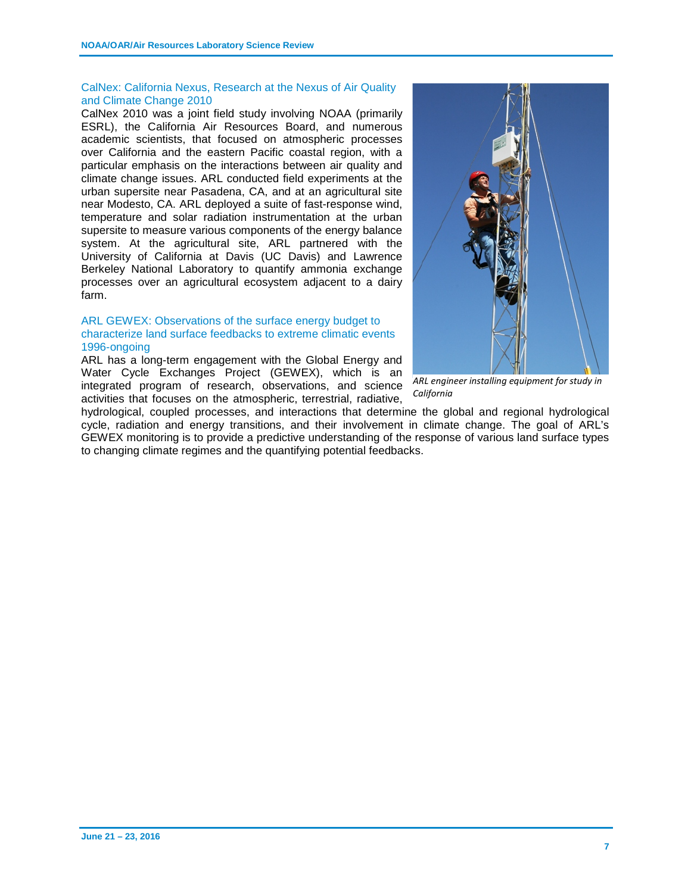### CalNex: California Nexus, Research at the Nexus of Air Quality and Climate Change 2010

CalNex 2010 was a joint field study involving NOAA (primarily ESRL), the California Air Resources Board, and numerous academic scientists, that focused on atmospheric processes over California and the eastern Pacific coastal region, with a particular emphasis on the interactions between air quality and climate change issues. ARL conducted field experiments at the urban supersite near Pasadena, CA, and at an agricultural site near Modesto, CA. ARL deployed a suite of fast-response wind, temperature and solar radiation instrumentation at the urban supersite to measure various components of the energy balance system. At the agricultural site, ARL partnered with the University of California at Davis (UC Davis) and Lawrence Berkeley National Laboratory to quantify ammonia exchange processes over an agricultural ecosystem adjacent to a dairy farm.

*ARL engineer installing equipment for study in California*

### ARL GEWEX: Observations of the surface energy budget to characterize land surface feedbacks to extreme climatic events 1996-ongoing

ARL has a long-term engagement with the Global Energy and Water Cycle Exchanges Project (GEWEX), which is an integrated program of research, observations, and science activities that focuses on the atmospheric, terrestrial, radiative, hydrological, coupled processes, and interactions that determine the global and regional hydrological cycle, radiation and energy transitions, and their involvement in climate change. The goal of ARL's GEWEX monitoring is to provide a predictive understanding of the response of various land surface types to changing climate regimes and the quantifying potential feedbacks.